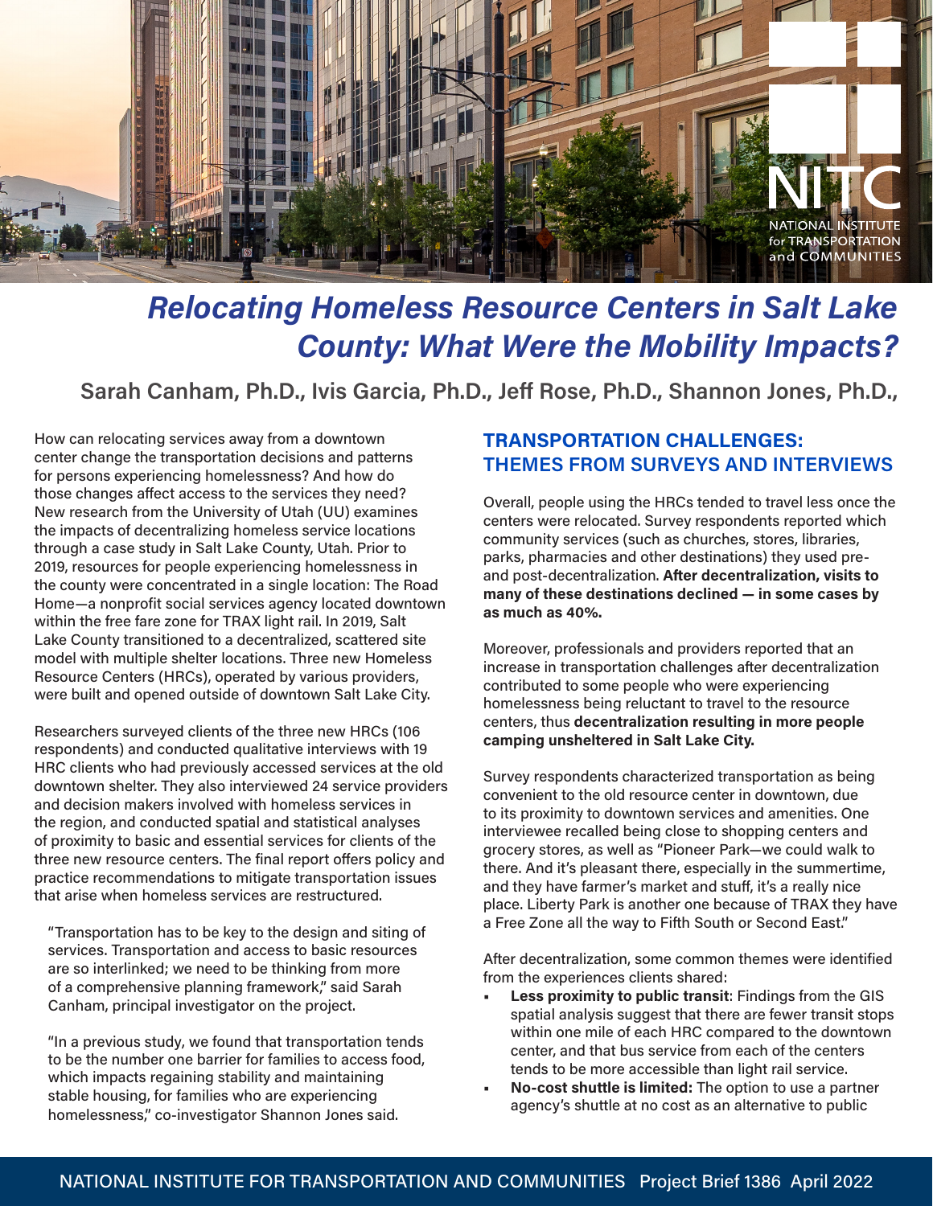# Relocating Homeless Resource Centers in Salt Lake County: What Were the Mobility Impacts?

**Sarah Canham, Ph.D., Ivis Garcia, Ph.D., Jeff Rose, Ph.D., Shannon Jones, Ph.D.,**

How can relocating services away from a downtown center change the transportation decisions and patterns for persons experiencing homelessness? And how do those changes affect access to the services they need? New research from the University of Utah (UU) examines the impacts of decentralizing homeless service locations through a case study in Salt Lake County, Utah. Prior to 2019, resources for people experiencing homelessness in the county were concentrated in a single location: The Road Home—a nonprofit social services agency located downtown within the free fare zone for TRAX light rail. In 2019, Salt Lake County transitioned to a decentralized, scattered site model with multiple shelter locations. Three new Homeless Resource Centers (HRCs), operated by various providers, were built and opened outside of downtown Salt Lake City.

Researchers surveyed clients of the three new HRCs (106 respondents) and conducted qualitative interviews with 19 HRC clients who had previously accessed services at the old downtown shelter. They also interviewed 24 service providers and decision makers involved with homeless services in the region, and conducted spatial and statistical analyses of proximity to basic and essential services for clients of the three new resource centers. The final report offers policy and practice recommendations to mitigate transportation issues that arise when homeless services are restructured.

"Transportation has to be key to the design and siting of services. Transportation and access to basic resources are so interlinked; we need to be thinking from more of a comprehensive planning framework," said Sarah Canham, principal investigator on the project.

"In a previous study, we found that transportation tends to be the number one barrier for families to access food, which impacts regaining stability and maintaining stable housing, for families who are experiencing homelessness," co-investigator Shannon Jones said.

## TRANSPORTATION CHALLENGES: THEMES FROM SURVEYS AND INTERVIEWS

Overall, people using the HRCs tended to travel less once the centers were relocated. Survey respondents reported which community services (such as churches, stores, libraries, parks, pharmacies and other destinations) they used pre- and post-decentralization. **After decentralization, visits to many of these destinations declined — in some cases by as much as 40%.**

Moreover, professionals and providers reported that an increase in transportation challenges after decentralization contributed to some people who were experiencing homelessness being reluctant to travel to the resource centers, thus **decentralization resulting in more people camping unsheltered in Salt Lake City.**

Survey respondents characterized transportation as being convenient to the old resource center in downtown, due to its proximity to downtown services and amenities. One interviewee recalled being close to shopping centers and grocery stores, as well as "Pioneer Park—we could walk to there. And it's pleasant there, especially in the summertime, and they have farmer's market and stuff, it's a really nice place. Liberty Park is another one because of TRAX they have a Free Zone all the way to Fifth South or Second East."

After decentralization, some common themes were identified from the experiences clients shared:

- **Less proximity to public transit**: Findings from the GIS spatial analysis suggest that there are fewer transit stops within one mile of each HRC compared to the downtown center, and that bus service from each of the centers tends to be more accessible than light rail service.
- **No-cost shuttle is limited:** The option to use a partner agency's shuttle at no cost as an alternative to public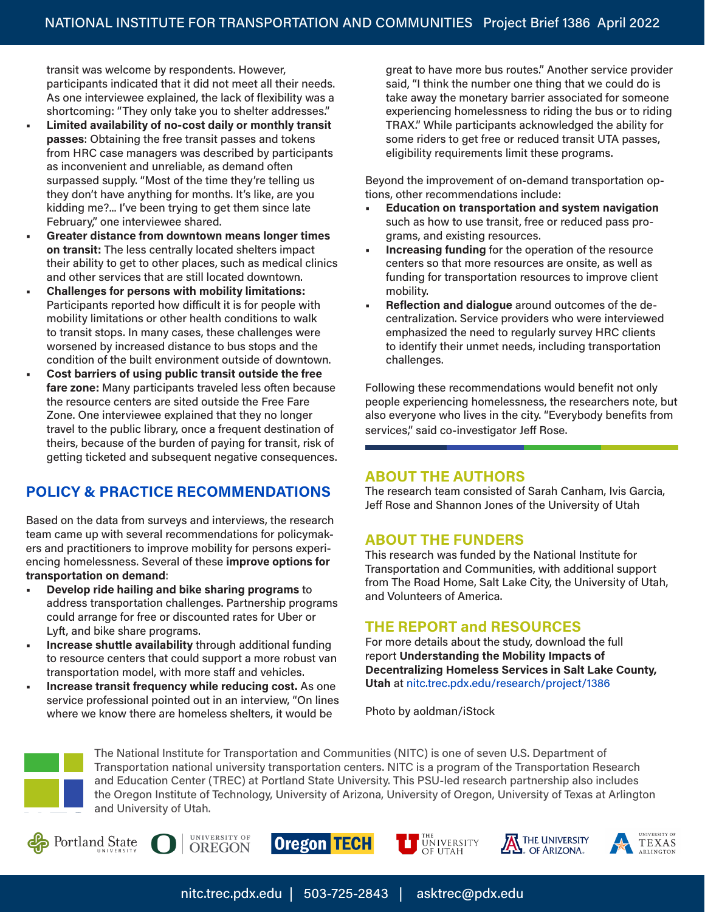transit was welcome by respondents. However, participants indicated that it did not meet all their needs. As one interviewee explained, the lack of flexibility was a shortcoming: "They only take you to shelter addresses."

- **Limited availability of no-cost daily or monthly transit passes**: Obtaining the free transit passes and tokens from HRC case managers was described by participants as inconvenient and unreliable, as demand often surpassed supply. "Most of the time they're telling us they don't have anything for months. It's like, are you kidding me?... I've been trying to get them since late February," one interviewee shared.
- **Greater distance from downtown means longer times on transit:** The less centrally located shelters impact their ability to get to other places, such as medical clinics and other services that are still located downtown.
- **Challenges for persons with mobility limitations:** Participants reported how difficult it is for people with mobility limitations or other health conditions to walk to transit stops. In many cases, these challenges were worsened by increased distance to bus stops and the condition of the built environment outside of downtown.
- **Cost barriers of using public transit outside the free fare zone:** Many participants traveled less often because the resource centers are sited outside the Free Fare Zone. One interviewee explained that they no longer travel to the public library, once a frequent destination of theirs, because of the burden of paying for transit, risk of getting ticketed and subsequent negative consequences.

## POLICY & PRACTICE RECOMMENDATIONS

Based on the data from surveys and interviews, the research team came up with several recommendations for policymakers and practitioners to improve mobility for persons experiencing homelessness. Several of these **improve options for transportation on demand**:

- **Develop ride hailing and bike sharing programs** to address transportation challenges. Partnership programs could arrange for free or discounted rates for Uber or Lyft, and bike share programs.
- **Increase shuttle availability** through additional funding to resource centers that could support a more robust van transportation model, with more staff and vehicles.
- **Increase transit frequency while reducing cost.** As one service professional pointed out in an interview, "On lines where we know there are homeless shelters, it would be great to have more bus routes." Another service provider said, "I think the number one thing that we could do is take away the monetary barrier associated for someone experiencing homelessness to riding the bus or to riding TRAX." While participants acknowledged the ability for some riders to get free or reduced transit UTA passes, eligibility requirements limit these programs.

Beyond the improvement of on-demand transportation options, other recommendations include:

- **Education on transportation and system navigation** such as how to use transit, free or reduced pass programs, and existing resources.
- **Increasing funding** for the operation of the resource centers so that more resources are onsite, as well as funding for transportation resources to improve client mobility.
- **Reflection and dialogue** around outcomes of the decentralization. Service providers who were interviewed emphasized the need to regularly survey HRC clients to identify their unmet needs, including transportation challenges.

Following these recommendations would benefit not only people experiencing homelessness, the researchers note, but also everyone who lives in the city. "Everybody benefits from services," said co-investigator Jeff Rose.

## ABOUT THE AUTHORS

The research team consisted of Sarah Canham, Ivis Garcia, Jeff Rose and Shannon Jones of the University of Utah

## ABOUT THE FUNDERS

This research was funded by the National Institute for Transportation and Communities, with additional support from The Road Home, Salt Lake City, the University of Utah, and Volunteers of America.

## THE REPORT and RESOURCES

For more details about the study, download the full report **Understanding the Mobility Impacts of Decentralizing Homeless Services in Salt Lake County, Utah** at nitc.trec.pdx.edu/research/project/1386

Photo by aoldman/iStock

The National Institute for Transportation and Communities (NITC) is one of seven U.S. Department of Transportation national university transportation centers. NITC is a program of the Transportation Research and Education Center (TREC) at Portland State University. This PSU-led research partnership also includes the Oregon Institute of Technology, University of Arizona, University of Oregon, University of Texas at Arlington and University of Utah.

Portland State University | University of Oregon | Oregon TECH | The University of Utah | The University of Arizona | University of Texas Arlington

nitc.trec.pdx.edu | 503-725-2843 | asktrec@pdx.edu